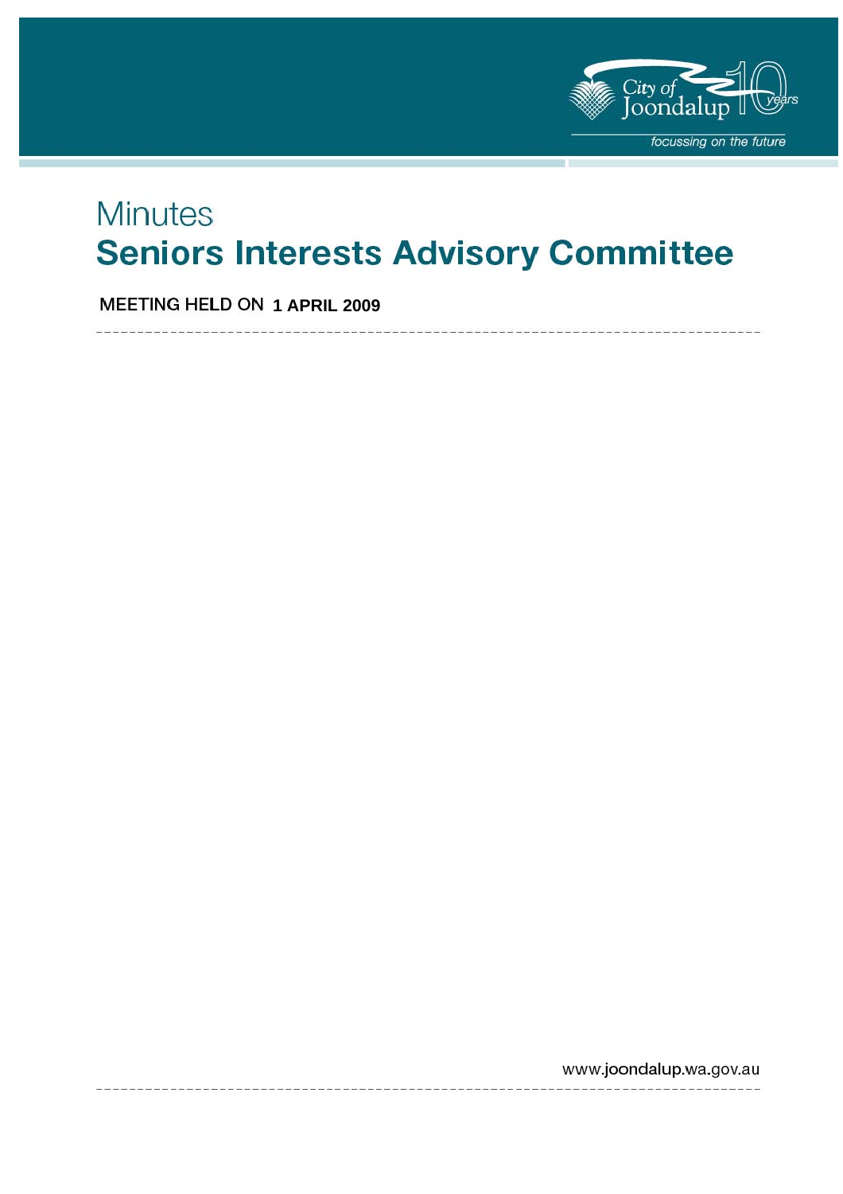# Minutes

# Seniors Interests Advisory Committee

MEETING HELD ON **1 APRIL 2009**

www.joondalup.wa.gov.au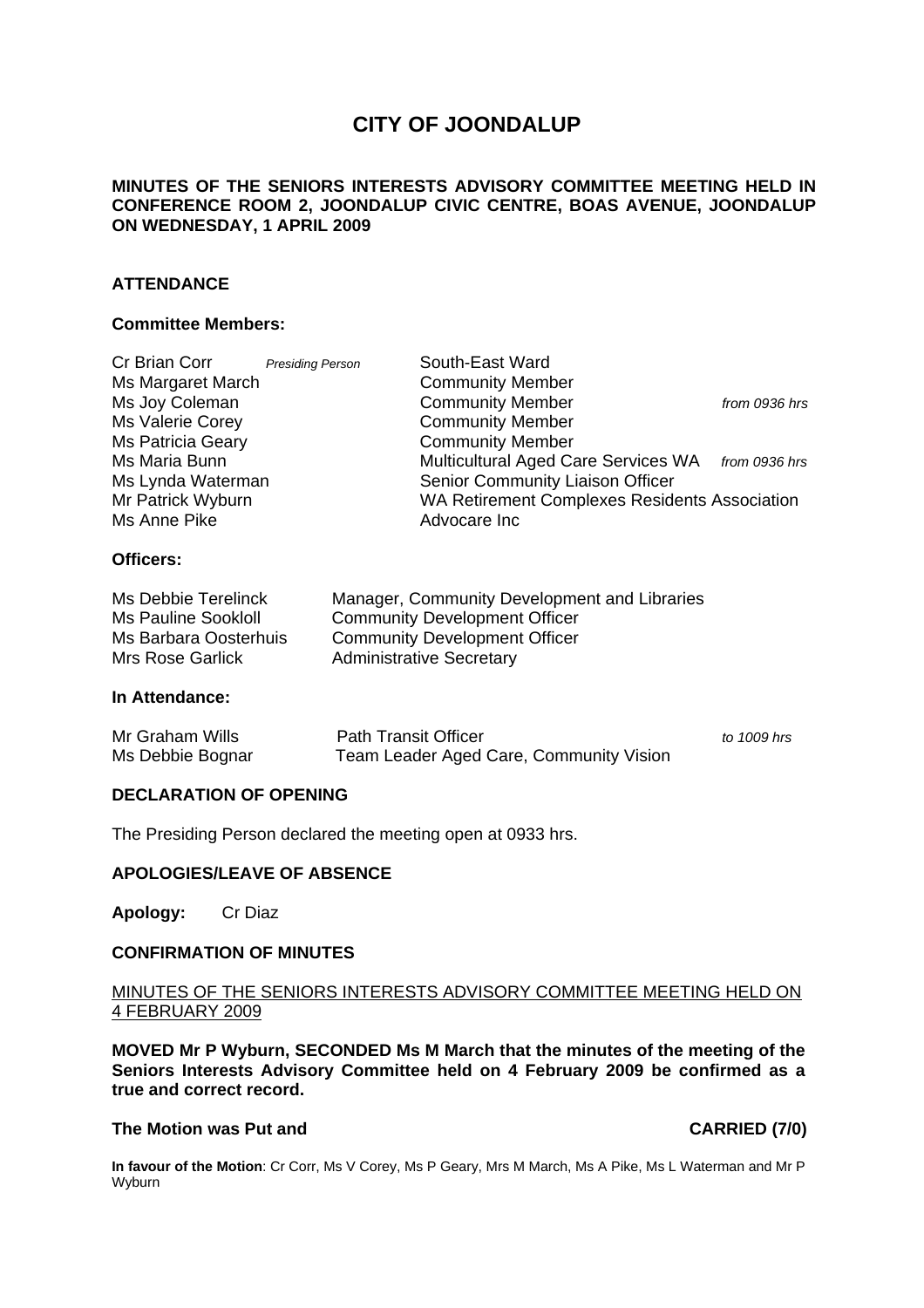# CITY OF JOONDALUP

**MINUTES OF THE SENIORS INTERESTS ADVISORY COMMITTEE MEETING HELD IN CONFERENCE ROOM 2, JOONDALUP CIVIC CENTRE, BOAS AVENUE, JOONDALUP ON WEDNESDAY, 1 APRIL 2009**

## ATTENDANCE

### Committee Members:

| | | | |
|---|---|---|---|
| Cr Brian Corr | *Presiding Person* | South-East Ward | |
| Ms Margaret March | | Community Member | |
| Ms Joy Coleman | | Community Member | *from 0936 hrs* |
| Ms Valerie Corey | | Community Member | |
| Ms Patricia Geary | | Community Member | |
| Ms Maria Bunn | | Multicultural Aged Care Services WA | *from 0936 hrs* |
| Ms Lynda Waterman | | Senior Community Liaison Officer | |
| Mr Patrick Wyburn | | WA Retirement Complexes Residents Association | |
| Ms Anne Pike | | Advocare Inc | |

### Officers:

| | |
|---|---|
| Ms Debbie Terelinck | Manager, Community Development and Libraries |
| Ms Pauline Sookloll | Community Development Officer |
| Ms Barbara Oosterhuis | Community Development Officer |
| Mrs Rose Garlick | Administrative Secretary |

### In Attendance:

| | | |
|---|---|---|
| Mr Graham Wills | Path Transit Officer | *to 1009 hrs* |
| Ms Debbie Bognar | Team Leader Aged Care, Community Vision | |

## DECLARATION OF OPENING

The Presiding Person declared the meeting open at 0933 hrs.

## APOLOGIES/LEAVE OF ABSENCE

**Apology:** Cr Diaz

## CONFIRMATION OF MINUTES

<u>MINUTES OF THE SENIORS INTERESTS ADVISORY COMMITTEE MEETING HELD ON 4 FEBRUARY 2009</u>

**MOVED Mr P Wyburn, SECONDED Ms M March that the minutes of the meeting of the Seniors Interests Advisory Committee held on 4 February 2009 be confirmed as a true and correct record.**

**The Motion was Put and CARRIED (7/0)**

**In favour of the Motion**: Cr Corr, Ms V Corey, Ms P Geary, Mrs M March, Ms A Pike, Ms L Waterman and Mr P Wyburn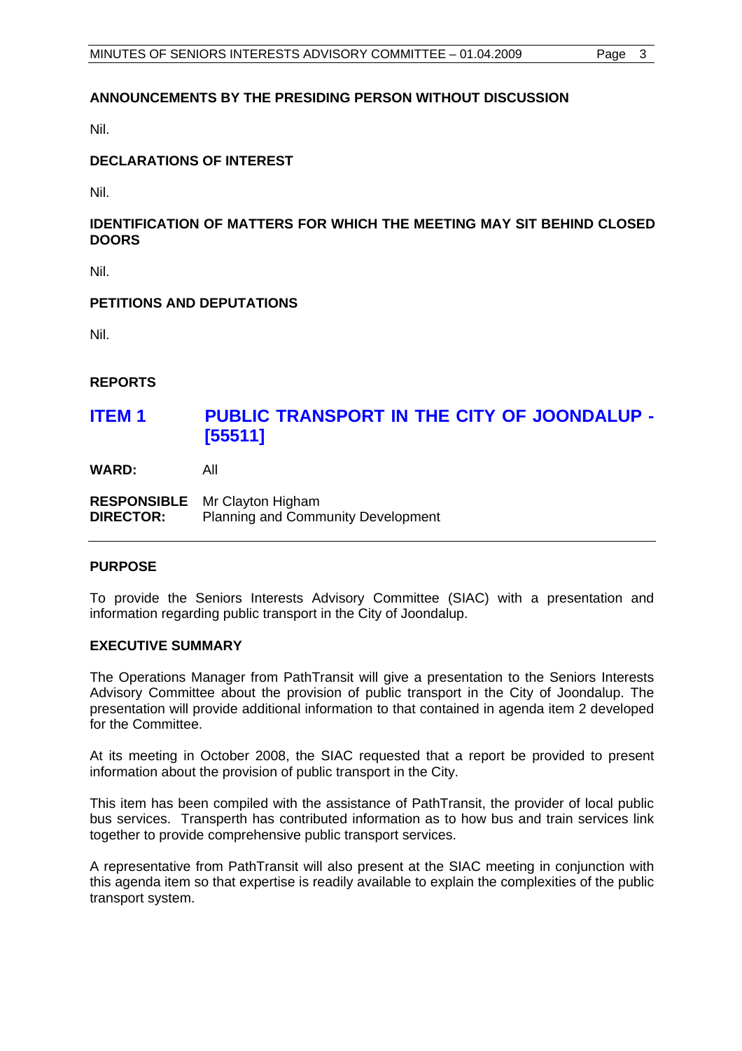**ANNOUNCEMENTS BY THE PRESIDING PERSON WITHOUT DISCUSSION**

Nil.

**DECLARATIONS OF INTEREST**

Nil.

**IDENTIFICATION OF MATTERS FOR WHICH THE MEETING MAY SIT BEHIND CLOSED DOORS**

Nil.

**PETITIONS AND DEPUTATIONS**

Nil.

**REPORTS**

## ITEM 1 PUBLIC TRANSPORT IN THE CITY OF JOONDALUP - [55511]

**WARD:** All

**RESPONSIBLE DIRECTOR:** Mr Clayton Higham
Planning and Community Development

---

**PURPOSE**

To provide the Seniors Interests Advisory Committee (SIAC) with a presentation and information regarding public transport in the City of Joondalup.

**EXECUTIVE SUMMARY**

The Operations Manager from PathTransit will give a presentation to the Seniors Interests Advisory Committee about the provision of public transport in the City of Joondalup. The presentation will provide additional information to that contained in agenda item 2 developed for the Committee.

At its meeting in October 2008, the SIAC requested that a report be provided to present information about the provision of public transport in the City.

This item has been compiled with the assistance of PathTransit, the provider of local public bus services. Transperth has contributed information as to how bus and train services link together to provide comprehensive public transport services.

A representative from PathTransit will also present at the SIAC meeting in conjunction with this agenda item so that expertise is readily available to explain the complexities of the public transport system.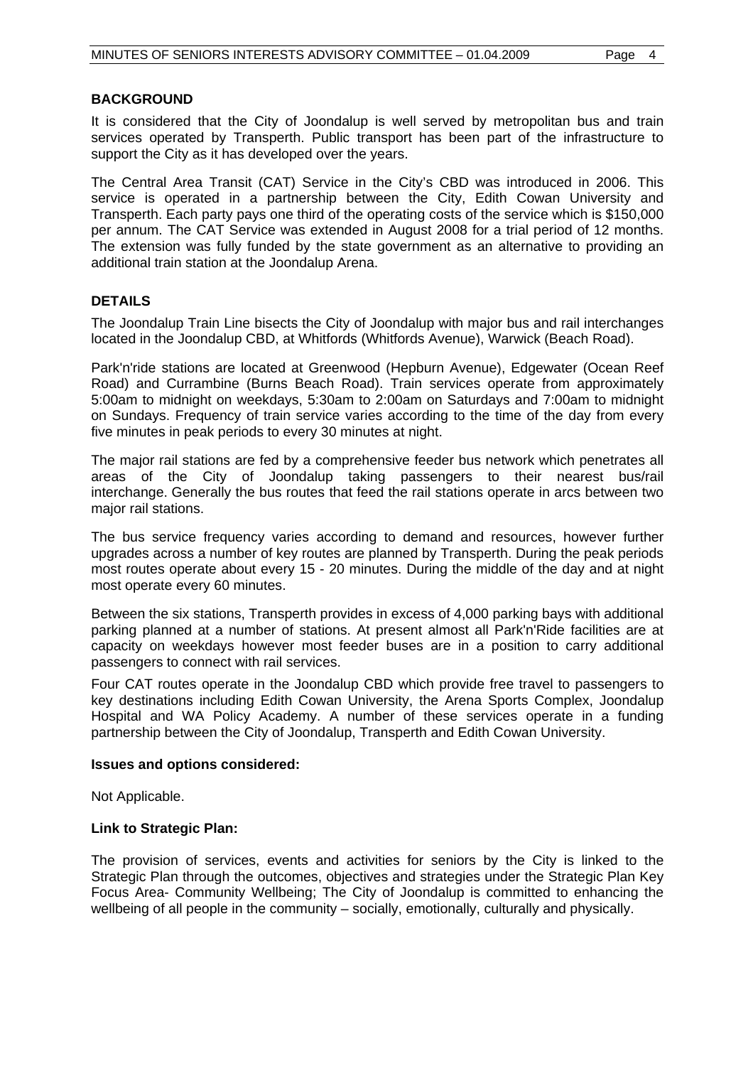## BACKGROUND

It is considered that the City of Joondalup is well served by metropolitan bus and train services operated by Transperth. Public transport has been part of the infrastructure to support the City as it has developed over the years.

The Central Area Transit (CAT) Service in the City's CBD was introduced in 2006. This service is operated in a partnership between the City, Edith Cowan University and Transperth. Each party pays one third of the operating costs of the service which is $150,000 per annum. The CAT Service was extended in August 2008 for a trial period of 12 months. The extension was fully funded by the state government as an alternative to providing an additional train station at the Joondalup Arena.

## DETAILS

The Joondalup Train Line bisects the City of Joondalup with major bus and rail interchanges located in the Joondalup CBD, at Whitfords (Whitfords Avenue), Warwick (Beach Road).

Park'n'ride stations are located at Greenwood (Hepburn Avenue), Edgewater (Ocean Reef Road) and Currambine (Burns Beach Road). Train services operate from approximately 5:00am to midnight on weekdays, 5:30am to 2:00am on Saturdays and 7:00am to midnight on Sundays. Frequency of train service varies according to the time of the day from every five minutes in peak periods to every 30 minutes at night.

The major rail stations are fed by a comprehensive feeder bus network which penetrates all areas of the City of Joondalup taking passengers to their nearest bus/rail interchange. Generally the bus routes that feed the rail stations operate in arcs between two major rail stations.

The bus service frequency varies according to demand and resources, however further upgrades across a number of key routes are planned by Transperth. During the peak periods most routes operate about every 15 - 20 minutes. During the middle of the day and at night most operate every 60 minutes.

Between the six stations, Transperth provides in excess of 4,000 parking bays with additional parking planned at a number of stations. At present almost all Park'n'Ride facilities are at capacity on weekdays however most feeder buses are in a position to carry additional passengers to connect with rail services.

Four CAT routes operate in the Joondalup CBD which provide free travel to passengers to key destinations including Edith Cowan University, the Arena Sports Complex, Joondalup Hospital and WA Policy Academy. A number of these services operate in a funding partnership between the City of Joondalup, Transperth and Edith Cowan University.

### Issues and options considered:

Not Applicable.

### Link to Strategic Plan:

The provision of services, events and activities for seniors by the City is linked to the Strategic Plan through the outcomes, objectives and strategies under the Strategic Plan Key Focus Area- Community Wellbeing; The City of Joondalup is committed to enhancing the wellbeing of all people in the community – socially, emotionally, culturally and physically.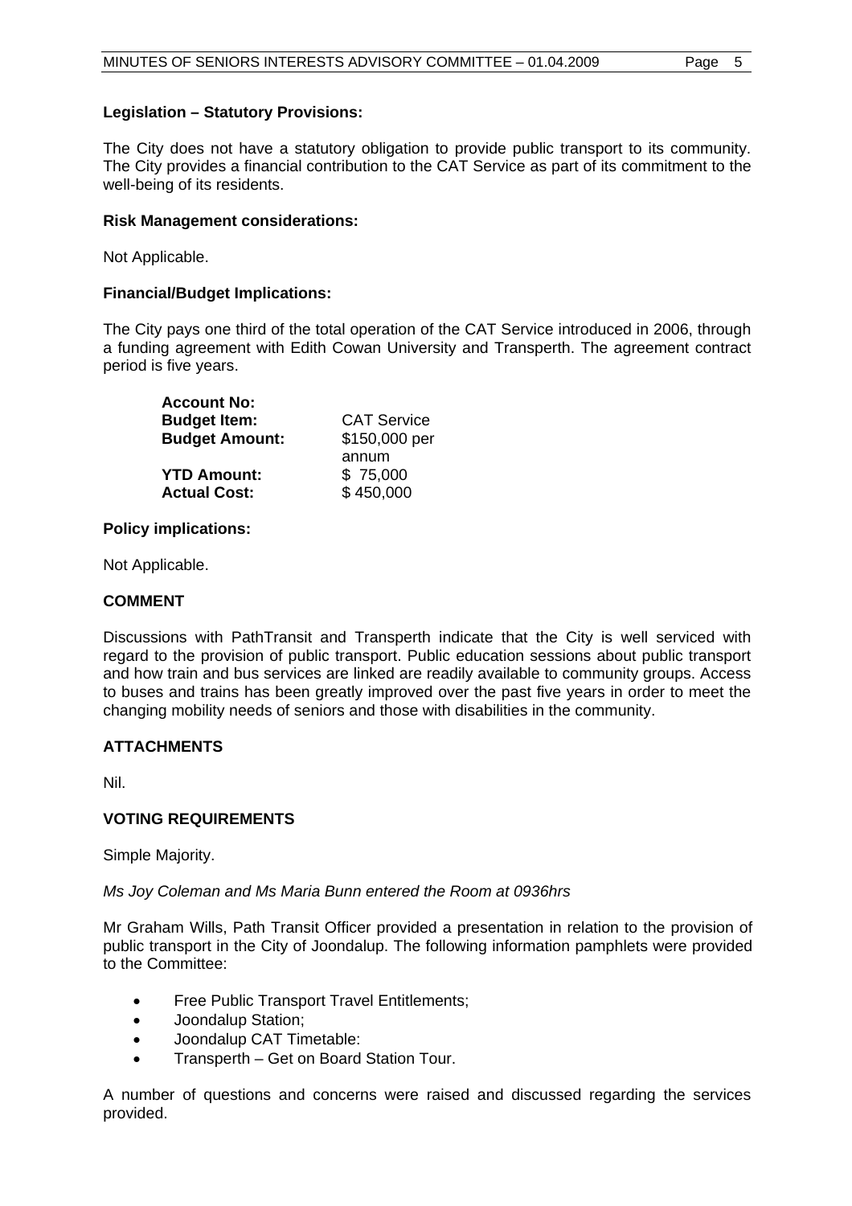**Legislation – Statutory Provisions:**

The City does not have a statutory obligation to provide public transport to its community. The City provides a financial contribution to the CAT Service as part of its commitment to the well-being of its residents.

**Risk Management considerations:**

Not Applicable.

**Financial/Budget Implications:**

The City pays one third of the total operation of the CAT Service introduced in 2006, through a funding agreement with Edith Cowan University and Transperth. The agreement contract period is five years.

| | |
|---|---|
| **Account No:** | |
| **Budget Item:** | CAT Service |
| **Budget Amount:** | $150,000 per annum |
| **YTD Amount:** | $ 75,000 |
| **Actual Cost:** | $ 450,000 |

**Policy implications:**

Not Applicable.

**COMMENT**

Discussions with PathTransit and Transperth indicate that the City is well serviced with regard to the provision of public transport. Public education sessions about public transport and how train and bus services are linked are readily available to community groups. Access to buses and trains has been greatly improved over the past five years in order to meet the changing mobility needs of seniors and those with disabilities in the community.

**ATTACHMENTS**

Nil.

**VOTING REQUIREMENTS**

Simple Majority.

*Ms Joy Coleman and Ms Maria Bunn entered the Room at 0936hrs*

Mr Graham Wills, Path Transit Officer provided a presentation in relation to the provision of public transport in the City of Joondalup. The following information pamphlets were provided to the Committee:

- Free Public Transport Travel Entitlements;
- Joondalup Station;
- Joondalup CAT Timetable:
- Transperth – Get on Board Station Tour.

A number of questions and concerns were raised and discussed regarding the services provided.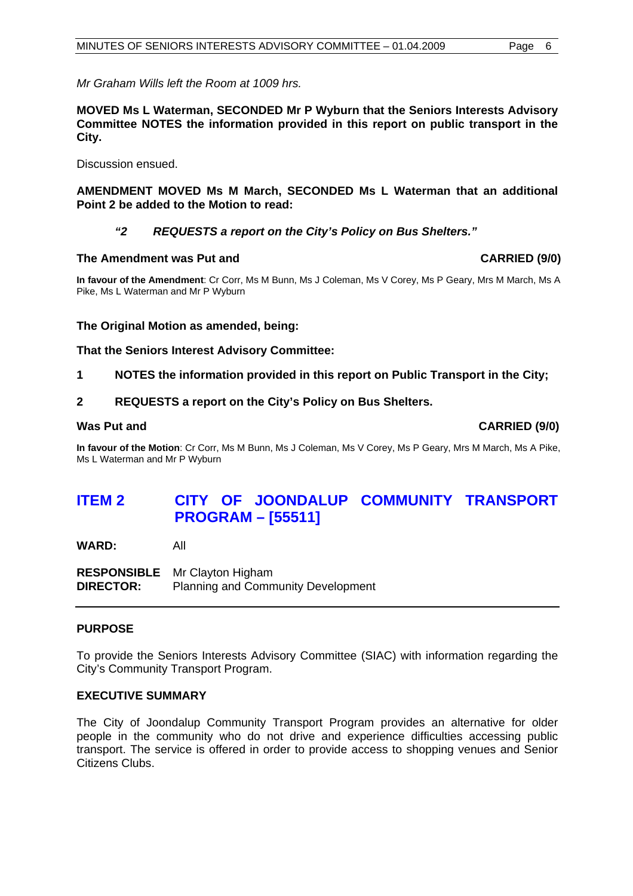*Mr Graham Wills left the Room at 1009 hrs.*

**MOVED Ms L Waterman, SECONDED Mr P Wyburn that the Seniors Interests Advisory Committee NOTES the information provided in this report on public transport in the City.**

Discussion ensued.

**AMENDMENT MOVED Ms M March, SECONDED Ms L Waterman that an additional Point 2 be added to the Motion to read:**

> ***"2 REQUESTS a report on the City's Policy on Bus Shelters."***

**The Amendment was Put and CARRIED (9/0)**

**In favour of the Amendment**: Cr Corr, Ms M Bunn, Ms J Coleman, Ms V Corey, Ms P Geary, Mrs M March, Ms A Pike, Ms L Waterman and Mr P Wyburn

**The Original Motion as amended, being:**

**That the Seniors Interest Advisory Committee:**

**1 NOTES the information provided in this report on Public Transport in the City;**

**2 REQUESTS a report on the City's Policy on Bus Shelters.**

**Was Put and CARRIED (9/0)**

**In favour of the Motion**: Cr Corr, Ms M Bunn, Ms J Coleman, Ms V Corey, Ms P Geary, Mrs M March, Ms A Pike, Ms L Waterman and Mr P Wyburn

## ITEM 2 CITY OF JOONDALUP COMMUNITY TRANSPORT PROGRAM – [55511]

**WARD:** All

**RESPONSIBLE DIRECTOR:** Mr Clayton Higham
Planning and Community Development

### PURPOSE

To provide the Seniors Interests Advisory Committee (SIAC) with information regarding the City's Community Transport Program.

### EXECUTIVE SUMMARY

The City of Joondalup Community Transport Program provides an alternative for older people in the community who do not drive and experience difficulties accessing public transport. The service is offered in order to provide access to shopping venues and Senior Citizens Clubs.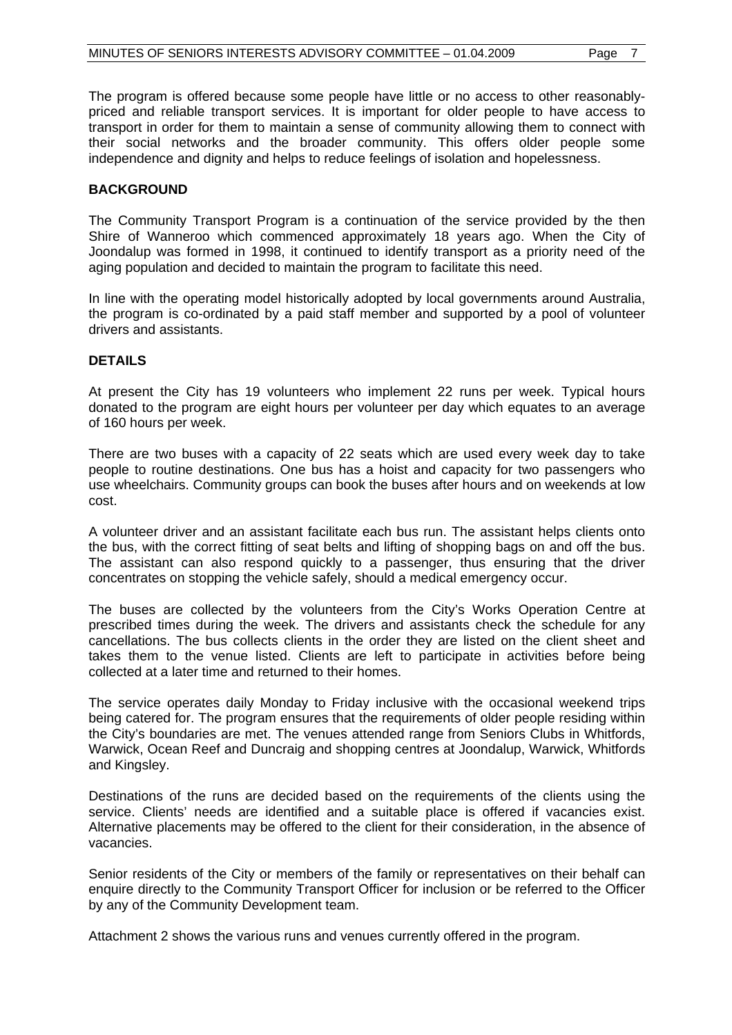The program is offered because some people have little or no access to other reasonably-priced and reliable transport services. It is important for older people to have access to transport in order for them to maintain a sense of community allowing them to connect with their social networks and the broader community. This offers older people some independence and dignity and helps to reduce feelings of isolation and hopelessness.

## BACKGROUND

The Community Transport Program is a continuation of the service provided by the then Shire of Wanneroo which commenced approximately 18 years ago. When the City of Joondalup was formed in 1998, it continued to identify transport as a priority need of the aging population and decided to maintain the program to facilitate this need.

In line with the operating model historically adopted by local governments around Australia, the program is co-ordinated by a paid staff member and supported by a pool of volunteer drivers and assistants.

## DETAILS

At present the City has 19 volunteers who implement 22 runs per week. Typical hours donated to the program are eight hours per volunteer per day which equates to an average of 160 hours per week.

There are two buses with a capacity of 22 seats which are used every week day to take people to routine destinations. One bus has a hoist and capacity for two passengers who use wheelchairs. Community groups can book the buses after hours and on weekends at low cost.

A volunteer driver and an assistant facilitate each bus run. The assistant helps clients onto the bus, with the correct fitting of seat belts and lifting of shopping bags on and off the bus. The assistant can also respond quickly to a passenger, thus ensuring that the driver concentrates on stopping the vehicle safely, should a medical emergency occur.

The buses are collected by the volunteers from the City's Works Operation Centre at prescribed times during the week. The drivers and assistants check the schedule for any cancellations. The bus collects clients in the order they are listed on the client sheet and takes them to the venue listed. Clients are left to participate in activities before being collected at a later time and returned to their homes.

The service operates daily Monday to Friday inclusive with the occasional weekend trips being catered for. The program ensures that the requirements of older people residing within the City's boundaries are met. The venues attended range from Seniors Clubs in Whitfords, Warwick, Ocean Reef and Duncraig and shopping centres at Joondalup, Warwick, Whitfords and Kingsley.

Destinations of the runs are decided based on the requirements of the clients using the service. Clients' needs are identified and a suitable place is offered if vacancies exist. Alternative placements may be offered to the client for their consideration, in the absence of vacancies.

Senior residents of the City or members of the family or representatives on their behalf can enquire directly to the Community Transport Officer for inclusion or be referred to the Officer by any of the Community Development team.

Attachment 2 shows the various runs and venues currently offered in the program.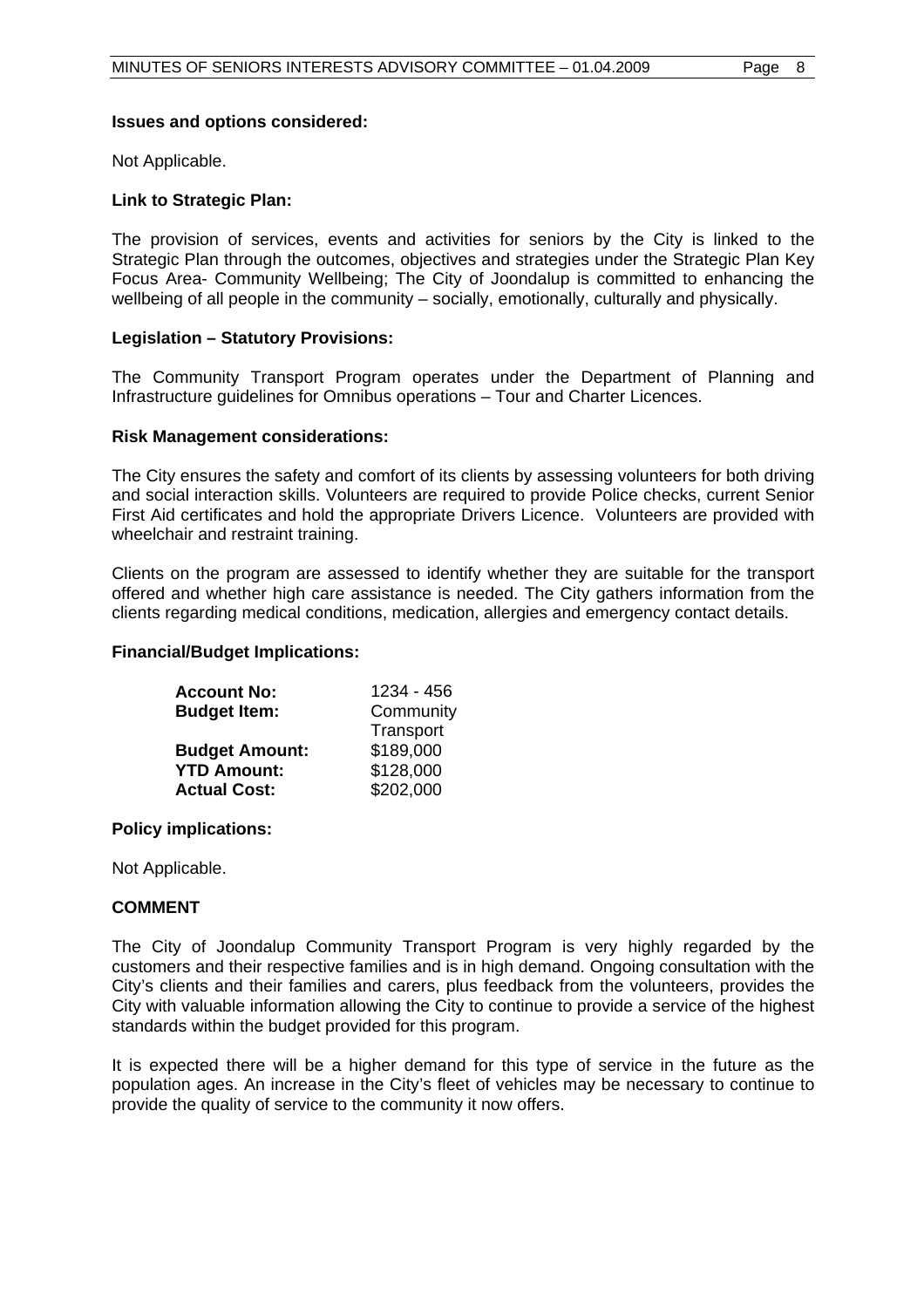**Issues and options considered:**

Not Applicable.

**Link to Strategic Plan:**

The provision of services, events and activities for seniors by the City is linked to the Strategic Plan through the outcomes, objectives and strategies under the Strategic Plan Key Focus Area- Community Wellbeing; The City of Joondalup is committed to enhancing the wellbeing of all people in the community – socially, emotionally, culturally and physically.

**Legislation – Statutory Provisions:**

The Community Transport Program operates under the Department of Planning and Infrastructure guidelines for Omnibus operations – Tour and Charter Licences.

**Risk Management considerations:**

The City ensures the safety and comfort of its clients by assessing volunteers for both driving and social interaction skills. Volunteers are required to provide Police checks, current Senior First Aid certificates and hold the appropriate Drivers Licence. Volunteers are provided with wheelchair and restraint training.

Clients on the program are assessed to identify whether they are suitable for the transport offered and whether high care assistance is needed. The City gathers information from the clients regarding medical conditions, medication, allergies and emergency contact details.

**Financial/Budget Implications:**

| | |
|---|---|
| **Account No:** | 1234 - 456 |
| **Budget Item:** | Community Transport |
| **Budget Amount:** | \$189,000 |
| **YTD Amount:** | \$128,000 |
| **Actual Cost:** | \$202,000 |

**Policy implications:**

Not Applicable.

**COMMENT**

The City of Joondalup Community Transport Program is very highly regarded by the customers and their respective families and is in high demand. Ongoing consultation with the City's clients and their families and carers, plus feedback from the volunteers, provides the City with valuable information allowing the City to continue to provide a service of the highest standards within the budget provided for this program.

It is expected there will be a higher demand for this type of service in the future as the population ages. An increase in the City's fleet of vehicles may be necessary to continue to provide the quality of service to the community it now offers.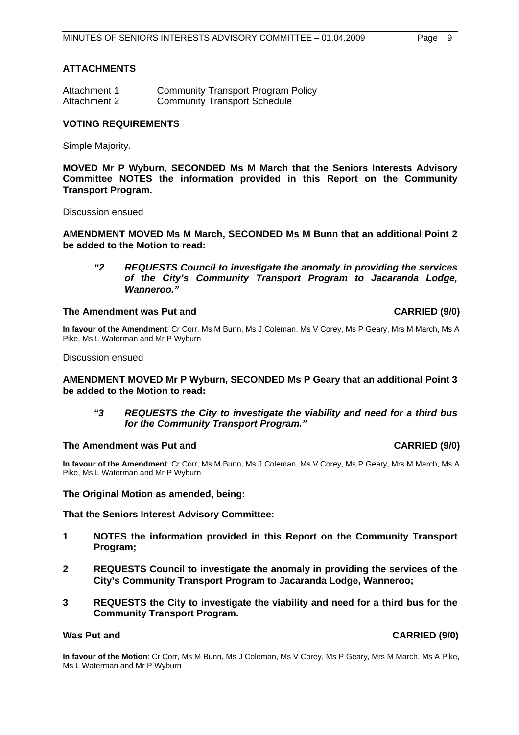## ATTACHMENTS

| | |
|---|---|
| Attachment 1 | Community Transport Program Policy |
| Attachment 2 | Community Transport Schedule |

## VOTING REQUIREMENTS

Simple Majority.

**MOVED Mr P Wyburn, SECONDED Ms M March that the Seniors Interests Advisory Committee NOTES the information provided in this Report on the Community Transport Program.**

Discussion ensued

**AMENDMENT MOVED Ms M March, SECONDED Ms M Bunn that an additional Point 2 be added to the Motion to read:**

> ***"2 REQUESTS Council to investigate the anomaly in providing the services of the City's Community Transport Program to Jacaranda Lodge, Wanneroo."***

**The Amendment was Put and CARRIED (9/0)**

**In favour of the Amendment**: Cr Corr, Ms M Bunn, Ms J Coleman, Ms V Corey, Ms P Geary, Mrs M March, Ms A Pike, Ms L Waterman and Mr P Wyburn

Discussion ensued

**AMENDMENT MOVED Mr P Wyburn, SECONDED Ms P Geary that an additional Point 3 be added to the Motion to read:**

> ***"3 REQUESTS the City to investigate the viability and need for a third bus for the Community Transport Program."***

**The Amendment was Put and CARRIED (9/0)**

**In favour of the Amendment**: Cr Corr, Ms M Bunn, Ms J Coleman, Ms V Corey, Ms P Geary, Mrs M March, Ms A Pike, Ms L Waterman and Mr P Wyburn

**The Original Motion as amended, being:**

**That the Seniors Interest Advisory Committee:**

**1 NOTES the information provided in this Report on the Community Transport Program;**

**2 REQUESTS Council to investigate the anomaly in providing the services of the City's Community Transport Program to Jacaranda Lodge, Wanneroo;**

**3 REQUESTS the City to investigate the viability and need for a third bus for the Community Transport Program.**

**Was Put and CARRIED (9/0)**

**In favour of the Motion**: Cr Corr, Ms M Bunn, Ms J Coleman, Ms V Corey, Ms P Geary, Mrs M March, Ms A Pike, Ms L Waterman and Mr P Wyburn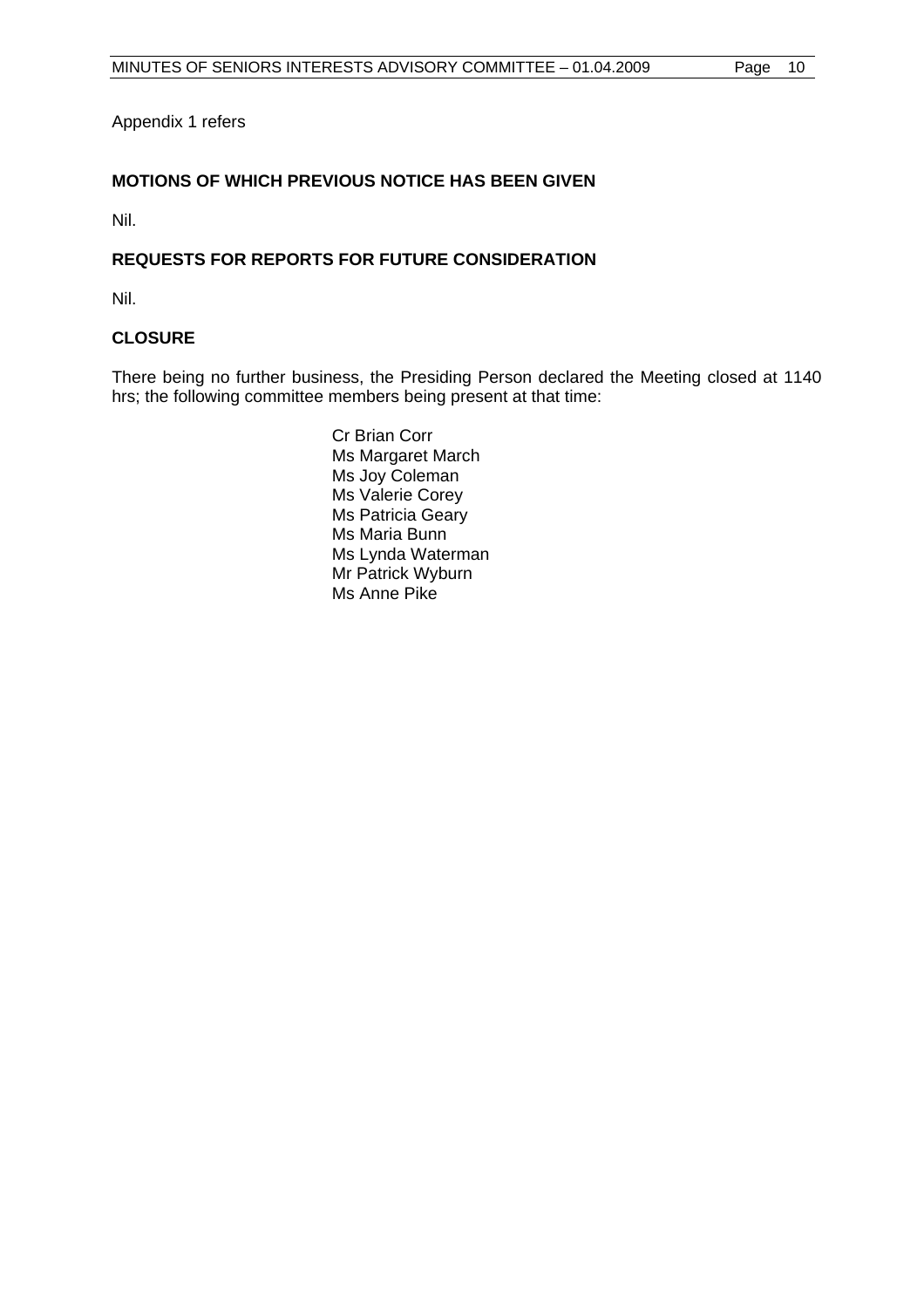Appendix 1 refers

## MOTIONS OF WHICH PREVIOUS NOTICE HAS BEEN GIVEN

Nil.

## REQUESTS FOR REPORTS FOR FUTURE CONSIDERATION

Nil.

## CLOSURE

There being no further business, the Presiding Person declared the Meeting closed at 1140 hrs; the following committee members being present at that time:

Cr Brian Corr
Ms Margaret March
Ms Joy Coleman
Ms Valerie Corey
Ms Patricia Geary
Ms Maria Bunn
Ms Lynda Waterman
Mr Patrick Wyburn
Ms Anne Pike